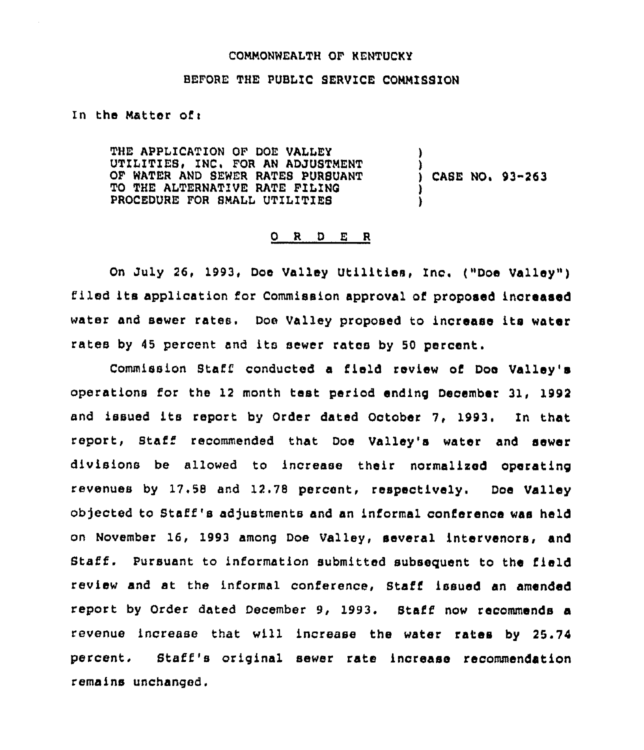COMMONWEALTH OF KENTUCKY

BEFORE THE PUBLIC SERVICE COMMISSION

In the Matter of:

| | | |
|---|---|---|
| THE APPLICATION OF DOE VALLEY UTILITIES, INC. FOR AN ADJUSTMENT OF WATER AND SEWER RATES PURSUANT TO THE ALTERNATIVE RATE FILING PROCEDURE FOR SMALL UTILITIES | ) | CASE NO. 93-263 |

## O R D E R

On July 26, 1993, Doe Valley Utilities, Inc. ("Doe Valley") filed its application for Commission approval of proposed increased water and sewer rates. Doe Valley proposed to increase its water rates by 45 percent and its sewer rates by 50 percent.

Commission Staff conducted a field review of Doe Valley's operations for the 12 month test period ending December 31, 1992 and issued its report by Order dated October 7, 1993. In that report, Staff recommended that Doe Valley's water and sewer divisions be allowed to increase their normalized operating revenues by 17.58 and 12.78 percent, respectively. Doe Valley objected to Staff's adjustments and an informal conference was held on November 16, 1993 among Doe Valley, several intervenors, and Staff. Pursuant to information submitted subsequent to the field review and at the informal conference, Staff issued an amended report by Order dated December 9, 1993. Staff now recommends a revenue increase that will increase the water rates by 25.74 percent. Staff's original sewer rate increase recommendation remains unchanged.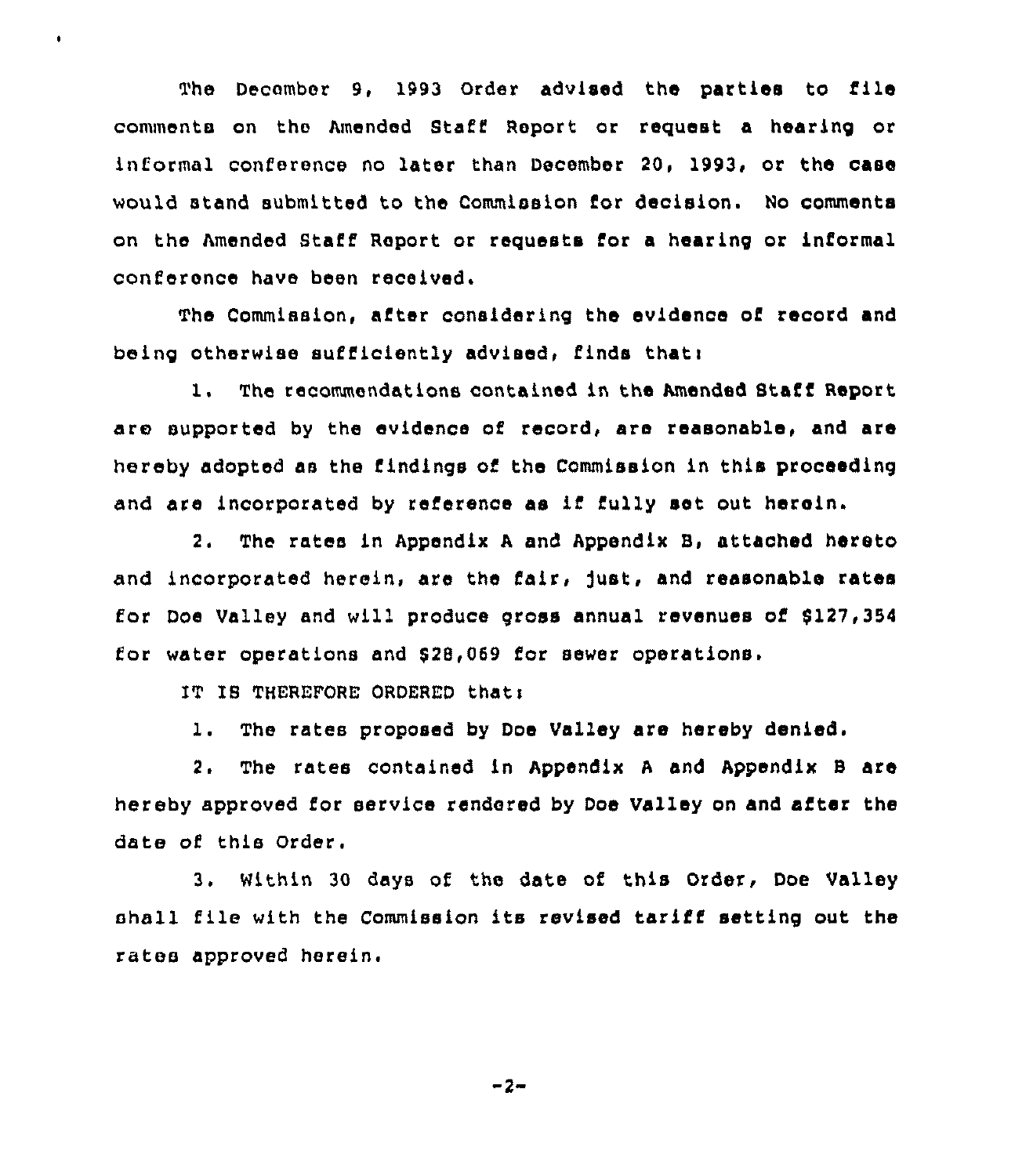The December 9, 1993 Order advised the parties to file comments on the Amended Staff Report or request a hearing or informal conference no later than December 20, 1993, or the case would stand submitted to the Commission for decision. No comments on the Amended Staff Report or requests for a hearing or informal conference have been received.

The Commission, after considering the evidence of record and being otherwise sufficiently advised, finds that:

1. The recommendations contained in the Amended Staff Report are supported by the evidence of record, are reasonable, and are hereby adopted as the findings of the Commission in this proceeding and are incorporated by reference as if fully set out herein.

2. The rates in Appendix A and Appendix B, attached hereto and incorporated herein, are the fair, just, and reasonable rates for Doe Valley and will produce gross annual revenues of $127,354 for water operations and $28,069 for sewer operations.

IT IS THEREFORE ORDERED that:

1. The rates proposed by Doe Valley are hereby denied.

2. The rates contained in Appendix A and Appendix B are hereby approved for service rendered by Doe Valley on and after the date of this Order.

3. Within 30 days of the date of this Order, Doe Valley shall file with the Commission its revised tariff setting out the rates approved herein.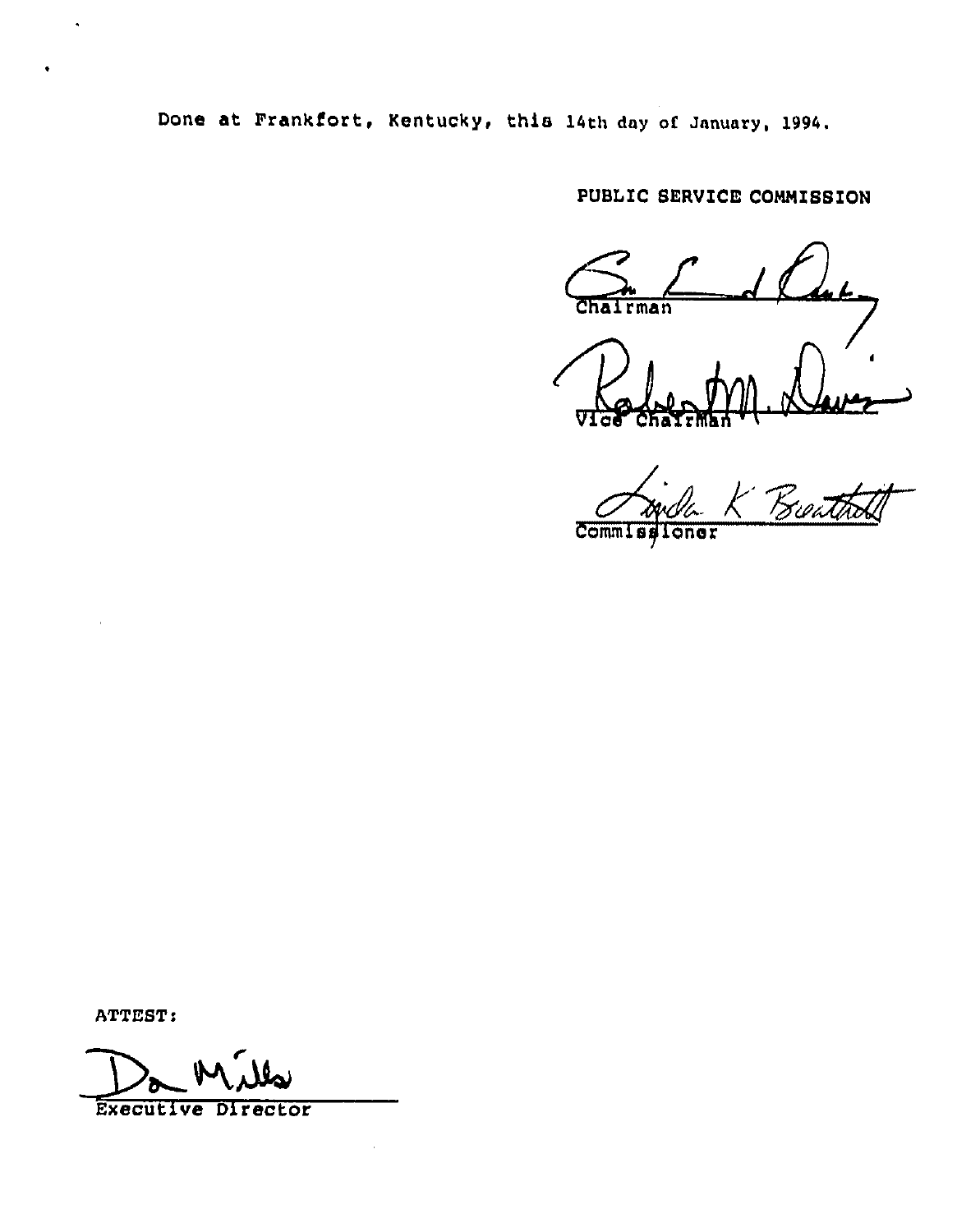Done at Frankfort, Kentucky, this 14th day of January, 1994.

PUBLIC SERVICE COMMISSION

Chairman

Vice Chairman

Commissioner

ATTEST:

Executive Director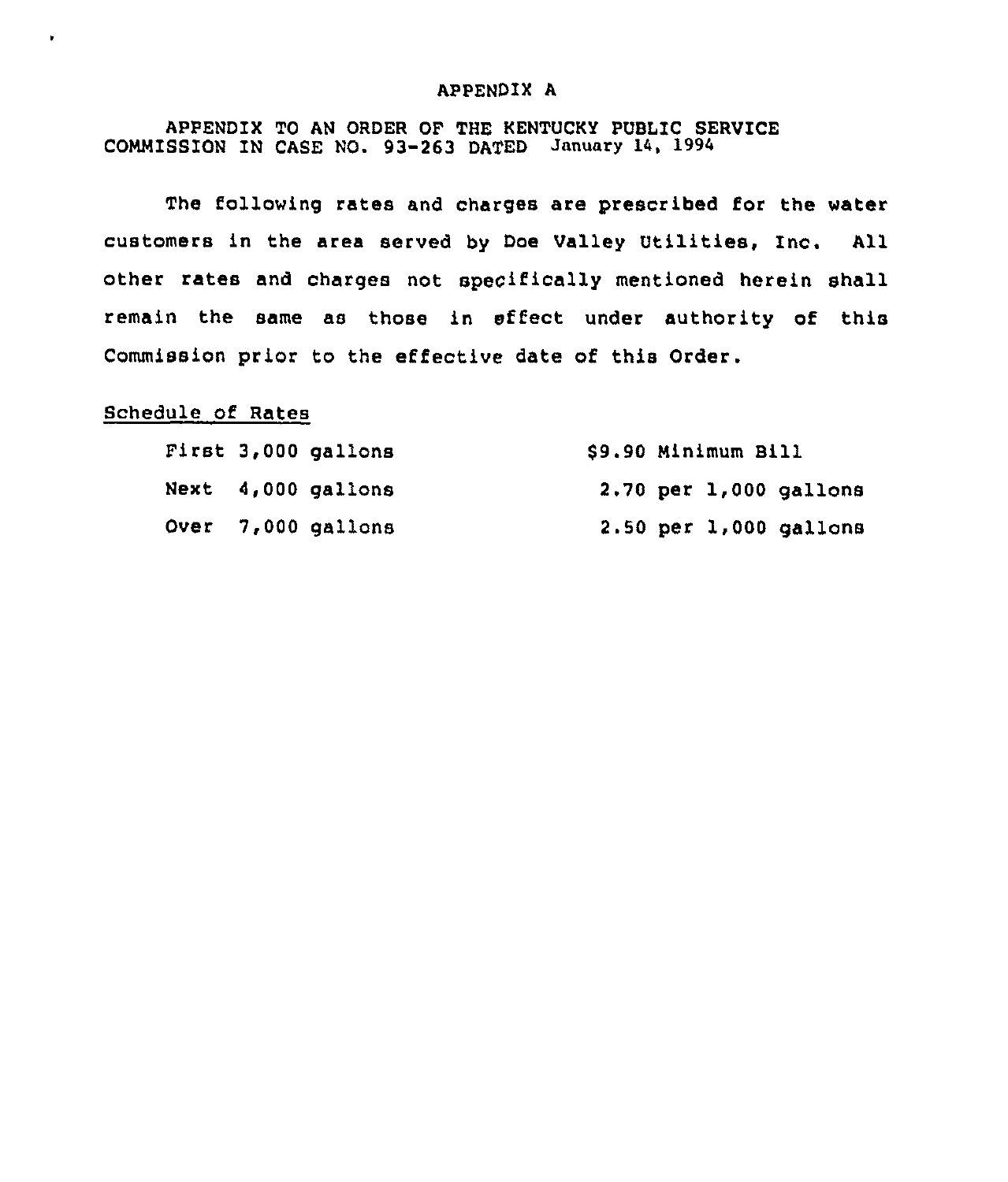# APPENDIX A

APPENDIX TO AN ORDER OF THE KENTUCKY PUBLIC SERVICE COMMISSION IN CASE NO. 93-263 DATED January 14, 1994

The following rates and charges are prescribed for the water customers in the area served by Doe Valley Utilities, Inc. All other rates and charges not specifically mentioned herein shall remain the same as those in effect under authority of this Commission prior to the effective date of this Order.

Schedule of Rates

| | |
|---|---|
| First 3,000 gallons | $9.90 Minimum Bill |
| Next 4,000 gallons | 2.70 per 1,000 gallons |
| Over 7,000 gallons | 2.50 per 1,000 gallons |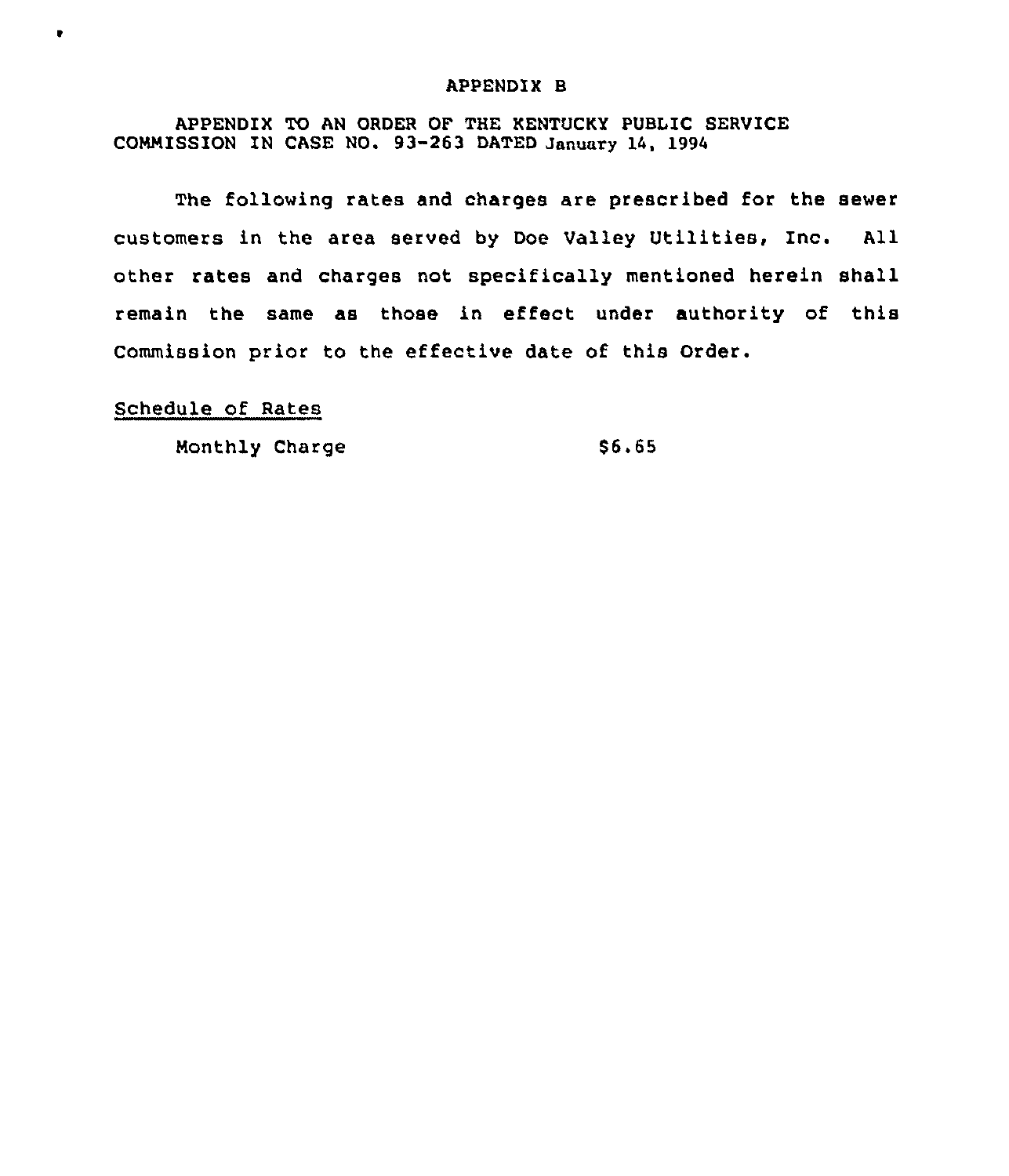# APPENDIX B

APPENDIX TO AN ORDER OF THE KENTUCKY PUBLIC SERVICE COMMISSION IN CASE NO. 93-263 DATED January 14, 1994

The following rates and charges are prescribed for the sewer customers in the area served by Doe Valley Utilities, Inc. All other rates and charges not specifically mentioned herein shall remain the same as those in effect under authority of this Commission prior to the effective date of this Order.

Schedule of Rates

Monthly Charge $6.65